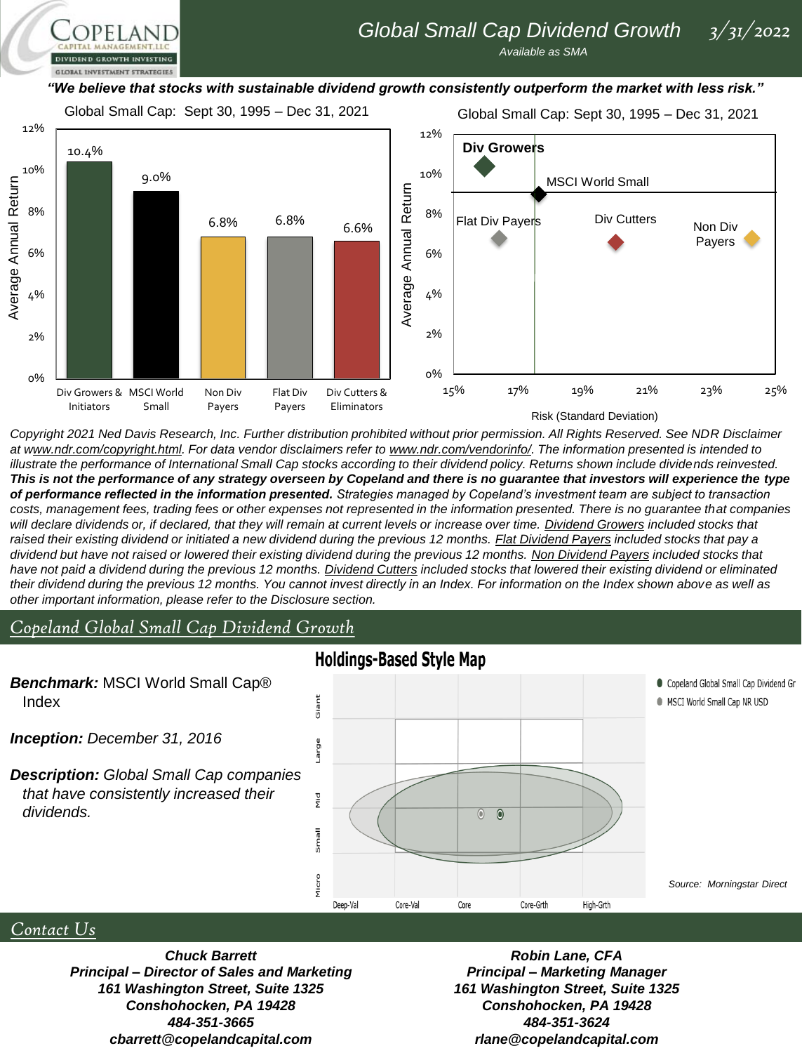# Global Small Cap Dividend Growth 3/31/2022

*Available as SMA*

***"We believe that stocks with sustainable dividend growth consistently outperform the market with less risk."***

Global Small Cap: Sept 30, 1995 – Dec 31, 2021

| | Div Growers & Initiators | MSCI World Small | Non Div Payers | Flat Div Payers | Div Cutters & Eliminators |
|---|---|---|---|---|---|
| Average Annual Return | 10.4% | 9.0% | 6.8% | 6.8% | 6.6% |

Global Small Cap: Sept 30, 1995 – Dec 31, 2021

Average Annual Return vs. Risk (Standard Deviation): Div Growers, MSCI World Small, Flat Div Payers, Div Cutters, Non Div Payers

*Copyright 2021 Ned Davis Research, Inc. Further distribution prohibited without prior permission. All Rights Reserved. See NDR Disclaimer at www.ndr.com/copyright.html. For data vendor disclaimers refer to www.ndr.com/vendorinfo/. The information presented is intended to illustrate the performance of International Small Cap stocks according to their dividend policy. Returns shown include dividends reinvested.* ***This is not the performance of any strategy overseen by Copeland and there is no guarantee that investors will experience the type of performance reflected in the information presented.*** *Strategies managed by Copeland's investment team are subject to transaction costs, management fees, trading fees or other expenses not represented in the information presented. There is no guarantee that companies will declare dividends or, if declared, that they will remain at current levels or increase over time. Dividend Growers included stocks that raised their existing dividend or initiated a new dividend during the previous 12 months. Flat Dividend Payers included stocks that pay a dividend but have not raised or lowered their existing dividend during the previous 12 months. Non Dividend Payers included stocks that have not paid a dividend during the previous 12 months. Dividend Cutters included stocks that lowered their existing dividend or eliminated their dividend during the previous 12 months. You cannot invest directly in an Index. For information on the Index shown above as well as other important information, please refer to the Disclosure section.*

## Copeland Global Small Cap Dividend Growth

***Benchmark:*** MSCI World Small Cap® Index

***Inception:*** *December 31, 2016*

***Description:*** *Global Small Cap companies that have consistently increased their dividends.*

**Holdings-Based Style Map**

- Copeland Global Small Cap Dividend Gr
- MSCI World Small Cap NR USD

*Source: Morningstar Direct*

## Contact Us

***Chuck Barrett***
***Principal – Director of Sales and Marketing***
***161 Washington Street, Suite 1325***
***Conshohocken, PA 19428***
***484-351-3665***
***cbarrett@copelandcapital.com***

***Robin Lane, CFA***
***Principal – Marketing Manager***
***161 Washington Street, Suite 1325***
***Conshohocken, PA 19428***
***484-351-3624***
***rlane@copelandcapital.com***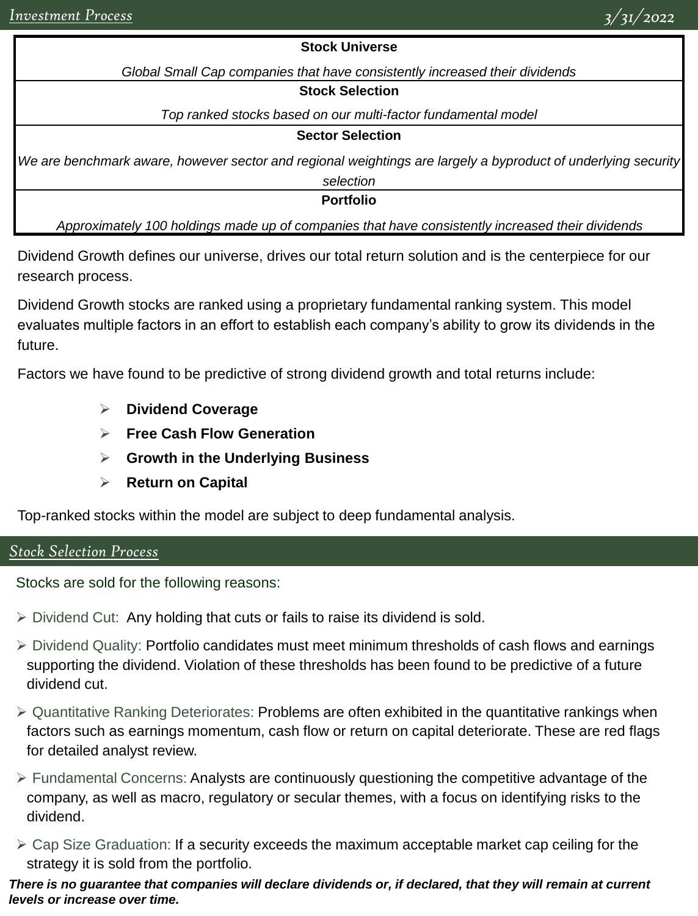## Investment Process

3/31/2022

| Stock Universe |
| --- |
| *Global Small Cap companies that have consistently increased their dividends* |
| **Stock Selection** |
| *Top ranked stocks based on our multi-factor fundamental model* |
| **Sector Selection** |
| *We are benchmark aware, however sector and regional weightings are largely a byproduct of underlying security selection* |
| **Portfolio** |
| *Approximately 100 holdings made up of companies that have consistently increased their dividends* |

Dividend Growth defines our universe, drives our total return solution and is the centerpiece for our research process.

Dividend Growth stocks are ranked using a proprietary fundamental ranking system. This model evaluates multiple factors in an effort to establish each company's ability to grow its dividends in the future.

Factors we have found to be predictive of strong dividend growth and total returns include:

- **Dividend Coverage**
- **Free Cash Flow Generation**
- **Growth in the Underlying Business**
- **Return on Capital**

Top-ranked stocks within the model are subject to deep fundamental analysis.

## Stock Selection Process

Stocks are sold for the following reasons:

- Dividend Cut: Any holding that cuts or fails to raise its dividend is sold.
- Dividend Quality: Portfolio candidates must meet minimum thresholds of cash flows and earnings supporting the dividend. Violation of these thresholds has been found to be predictive of a future dividend cut.
- Quantitative Ranking Deteriorates: Problems are often exhibited in the quantitative rankings when factors such as earnings momentum, cash flow or return on capital deteriorate. These are red flags for detailed analyst review.
- Fundamental Concerns: Analysts are continuously questioning the competitive advantage of the company, as well as macro, regulatory or secular themes, with a focus on identifying risks to the dividend.
- Cap Size Graduation: If a security exceeds the maximum acceptable market cap ceiling for the strategy it is sold from the portfolio.

***There is no guarantee that companies will declare dividends or, if declared, that they will remain at current levels or increase over time.***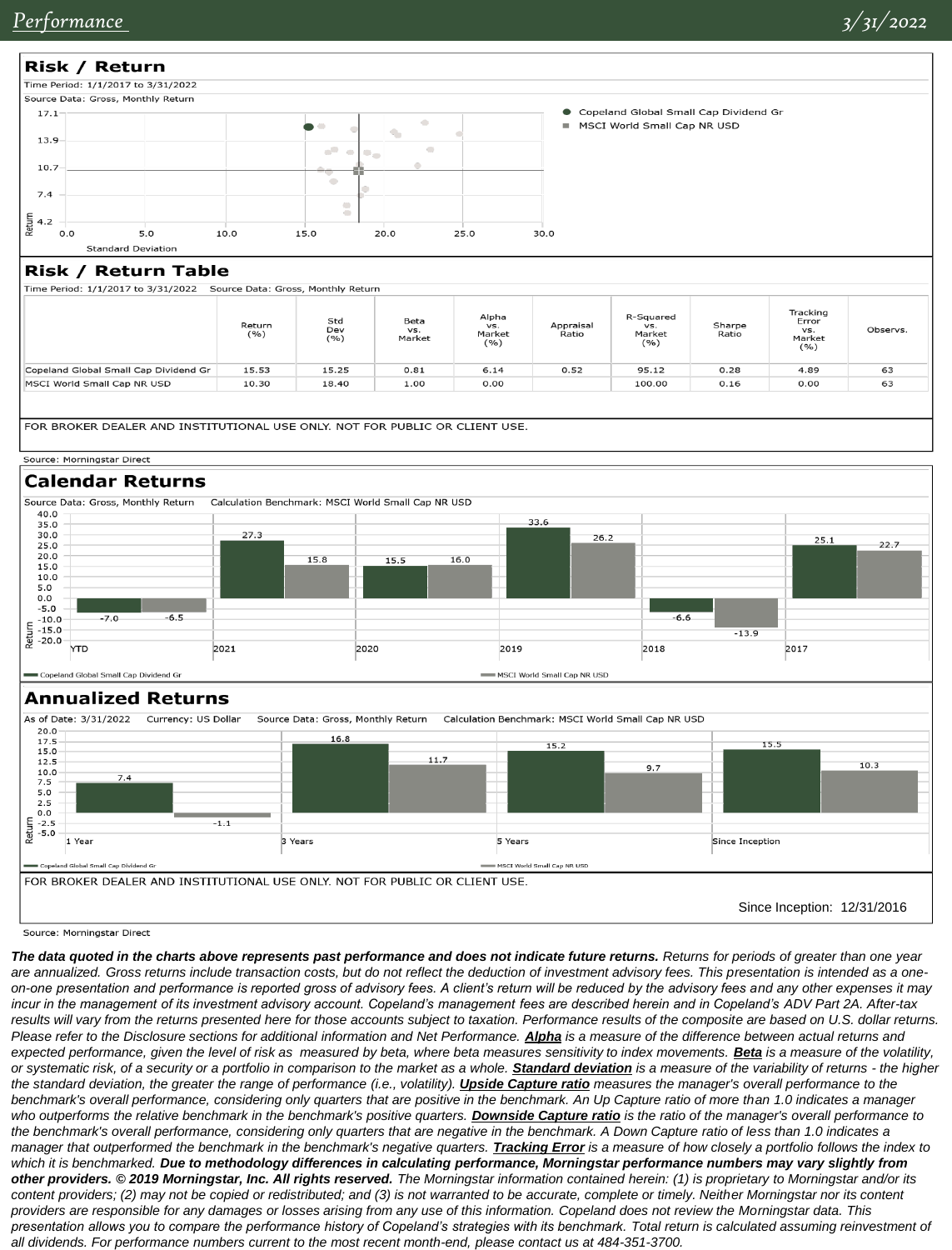## Risk / Return

Time Period: 1/1/2017 to 3/31/2022

Source Data: Gross, Monthly Return

- Copeland Global Small Cap Dividend Gr
- MSCI World Small Cap NR USD

## Risk / Return Table

Time Period: 1/1/2017 to 3/31/2022    Source Data: Gross, Monthly Return

| | Return (%) | Std Dev (%) | Beta vs. Market | Alpha vs. Market (%) | Appraisal Ratio | R-Squared vs. Market (%) | Sharpe Ratio | Tracking Error vs. Market (%) | Observs. |
|---|---|---|---|---|---|---|---|---|---|
| Copeland Global Small Cap Dividend Gr | 15.53 | 15.25 | 0.81 | 6.14 | 0.52 | 95.12 | 0.28 | 4.89 | 63 |
| MSCI World Small Cap NR USD | 10.30 | 18.40 | 1.00 | 0.00 | | 100.00 | 0.16 | 0.00 | 63 |

FOR BROKER DEALER AND INSTITUTIONAL USE ONLY. NOT FOR PUBLIC OR CLIENT USE.

Source: Morningstar Direct

## Calendar Returns

Source Data: Gross, Monthly Return    Calculation Benchmark: MSCI World Small Cap NR USD

| | YTD | 2021 | 2020 | 2019 | 2018 | 2017 |
|---|---|---|---|---|---|---|
| Copeland Global Small Cap Dividend Gr | -7.0 | 27.3 | 15.5 | 33.6 | -6.6 | 25.1 |
| MSCI World Small Cap NR USD | -6.5 | 15.8 | 16.0 | 26.2 | -13.9 | 22.7 |

## Annualized Returns

As of Date: 3/31/2022    Currency: US Dollar    Source Data: Gross, Monthly Return    Calculation Benchmark: MSCI World Small Cap NR USD

| | 1 Year | 3 Years | 5 Years | Since Inception |
|---|---|---|---|---|
| Copeland Global Small Cap Dividend Gr | 7.4 | 16.8 | 15.2 | 15.5 |
| MSCI World Small Cap NR USD | -1.1 | 11.7 | 9.7 | 10.3 |

FOR BROKER DEALER AND INSTITUTIONAL USE ONLY. NOT FOR PUBLIC OR CLIENT USE.

Since Inception: 12/31/2016

Source: Morningstar Direct

***The data quoted in the charts above represents past performance and does not indicate future returns.*** *Returns for periods of greater than one year are annualized. Gross returns include transaction costs, but do not reflect the deduction of investment advisory fees. This presentation is intended as a one-on-one presentation and performance is reported gross of advisory fees. A client's return will be reduced by the advisory fees and any other expenses it may incur in the management of its investment advisory account. Copeland's management fees are described herein and in Copeland's ADV Part 2A. After-tax results will vary from the returns presented here for those accounts subject to taxation. Performance results of the composite are based on U.S. dollar returns. Please refer to the Disclosure sections for additional information and Net Performance.* ***Alpha*** *is a measure of the difference between actual returns and expected performance, given the level of risk as measured by beta, where beta measures sensitivity to index movements.* ***Beta*** *is a measure of the volatility, or systematic risk, of a security or a portfolio in comparison to the market as a whole.* ***Standard deviation*** *is a measure of the variability of returns - the higher the standard deviation, the greater the range of performance (i.e., volatility).* ***Upside Capture ratio*** *measures the manager's overall performance to the benchmark's overall performance, considering only quarters that are positive in the benchmark. An Up Capture ratio of more than 1.0 indicates a manager who outperforms the relative benchmark in the benchmark's positive quarters.* ***Downside Capture ratio*** *is the ratio of the manager's overall performance to the benchmark's overall performance, considering only quarters that are negative in the benchmark. A Down Capture ratio of less than 1.0 indicates a manager that outperformed the benchmark in the benchmark's negative quarters.* ***Tracking Error*** *is a measure of how closely a portfolio follows the index to which it is benchmarked.* ***Due to methodology differences in calculating performance, Morningstar performance numbers may vary slightly from other providers. © 2019 Morningstar, Inc. All rights reserved.*** *The Morningstar information contained herein: (1) is proprietary to Morningstar and/or its content providers; (2) may not be copied or redistributed; and (3) is not warranted to be accurate, complete or timely. Neither Morningstar nor its content providers are responsible for any damages or losses arising from any use of this information. Copeland does not review the Morningstar data. This presentation allows you to compare the performance history of Copeland's strategies with its benchmark. Total return is calculated assuming reinvestment of all dividends. For performance numbers current to the most recent month-end, please contact us at 484-351-3700.*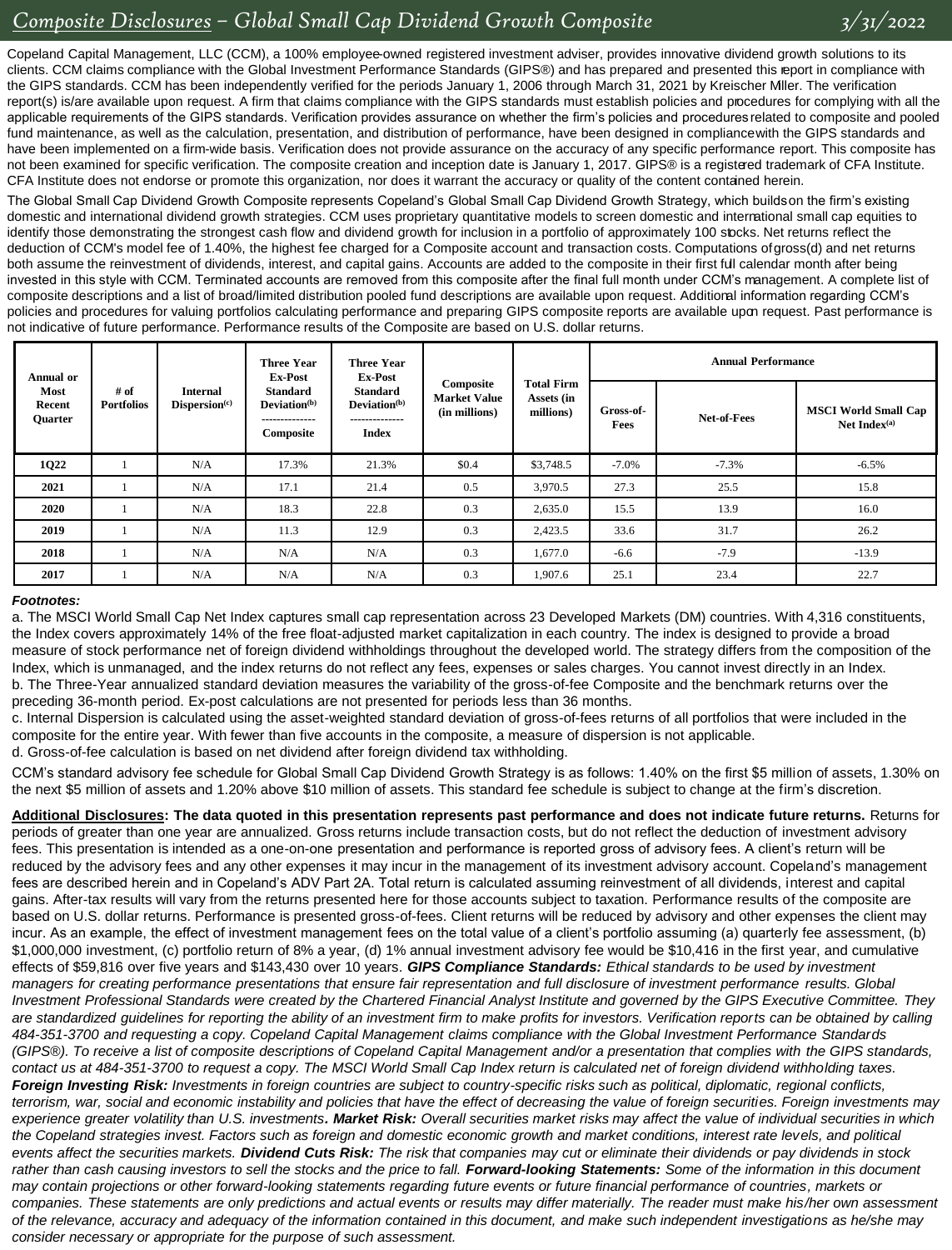## *Composite Disclosures – Global Small Cap Dividend Growth Composite* *3/31/2022*

Copeland Capital Management, LLC (CCM), a 100% employee-owned registered investment adviser, provides innovative dividend growth solutions to its clients. CCM claims compliance with the Global Investment Performance Standards (GIPS®) and has prepared and presented this report in compliance with the GIPS standards. CCM has been independently verified for the periods January 1, 2006 through March 31, 2021 by Kreischer Miller. The verification report(s) is/are available upon request. A firm that claims compliance with the GIPS standards must establish policies and procedures for complying with all the applicable requirements of the GIPS standards. Verification provides assurance on whether the firm's policies and procedures related to composite and pooled fund maintenance, as well as the calculation, presentation, and distribution of performance, have been designed in compliance with the GIPS standards and have been implemented on a firm-wide basis. Verification does not provide assurance on the accuracy of any specific performance report. This composite has not been examined for specific verification. The composite creation and inception date is January 1, 2017. GIPS® is a registered trademark of CFA Institute. CFA Institute does not endorse or promote this organization, nor does it warrant the accuracy or quality of the content contained herein.

The Global Small Cap Dividend Growth Composite represents Copeland's Global Small Cap Dividend Growth Strategy, which builds on the firm's existing domestic and international dividend growth strategies. CCM uses proprietary quantitative models to screen domestic and international small cap equities to identify those demonstrating the strongest cash flow and dividend growth for inclusion in a portfolio of approximately 100 stocks. Net returns reflect the deduction of CCM's model fee of 1.40%, the highest fee charged for a Composite account and transaction costs. Computations of gross(d) and net returns both assume the reinvestment of dividends, interest, and capital gains. Accounts are added to the composite in their first full calendar month after being invested in this style with CCM. Terminated accounts are removed from this composite after the final full month under CCM's management. A complete list of composite descriptions and a list of broad/limited distribution pooled fund descriptions are available upon request. Additional information regarding CCM's policies and procedures for valuing portfolios calculating performance and preparing GIPS composite reports are available upon request. Past performance is not indicative of future performance. Performance results of the Composite are based on U.S. dollar returns.

| Annual or Most Recent Quarter | # of Portfolios | Internal Dispersion[c] | Three Year Ex-Post Standard Deviation[b] Composite | Three Year Ex-Post Standard Deviation[b] Index | Composite Market Value (in millions) | Total Firm Assets (in millions) | Annual Performance Gross-of-Fees | Net-of-Fees | MSCI World Small Cap Net Index[a] |
|---|---|---|---|---|---|---|---|---|---|
| 1Q22 | 1 | N/A | 17.3% | 21.3% | $0.4 | $3,748.5 | -7.0% | -7.3% | -6.5% |
| 2021 | 1 | N/A | 17.1 | 21.4 | 0.5 | 3,970.5 | 27.3 | 25.5 | 15.8 |
| 2020 | 1 | N/A | 18.3 | 22.8 | 0.3 | 2,635.0 | 15.5 | 13.9 | 16.0 |
| 2019 | 1 | N/A | 11.3 | 12.9 | 0.3 | 2,423.5 | 33.6 | 31.7 | 26.2 |
| 2018 | 1 | N/A | N/A | N/A | 0.3 | 1,677.0 | -6.6 | -7.9 | -13.9 |
| 2017 | 1 | N/A | N/A | N/A | 0.3 | 1,907.6 | 25.1 | 23.4 | 22.7 |

***Footnotes:***

a. The MSCI World Small Cap Net Index captures small cap representation across 23 Developed Markets (DM) countries. With 4,316 constituents, the Index covers approximately 14% of the free float-adjusted market capitalization in each country. The index is designed to provide a broad measure of stock performance net of foreign dividend withholdings throughout the developed world. The strategy differs from the composition of the Index, which is unmanaged, and the index returns do not reflect any fees, expenses or sales charges. You cannot invest directly in an Index.
b. The Three-Year annualized standard deviation measures the variability of the gross-of-fee Composite and the benchmark returns over the preceding 36-month period. Ex-post calculations are not presented for periods less than 36 months.
c. Internal Dispersion is calculated using the asset-weighted standard deviation of gross-of-fees returns of all portfolios that were included in the composite for the entire year. With fewer than five accounts in the composite, a measure of dispersion is not applicable.
d. Gross-of-fee calculation is based on net dividend after foreign dividend tax withholding.

CCM's standard advisory fee schedule for Global Small Cap Dividend Growth Strategy is as follows: 1.40% on the first $5 million of assets, 1.30% on the next $5 million of assets and 1.20% above $10 million of assets. This standard fee schedule is subject to change at the firm's discretion.

**<u>Additional Disclosures</u>: The data quoted in this presentation represents past performance and does not indicate future returns.** Returns for periods of greater than one year are annualized. Gross returns include transaction costs, but do not reflect the deduction of investment advisory fees. This presentation is intended as a one-on-one presentation and performance is reported gross of advisory fees. A client's return will be reduced by the advisory fees and any other expenses it may incur in the management of its investment advisory account. Copeland's management fees are described herein and in Copeland's ADV Part 2A. Total return is calculated assuming reinvestment of all dividends, interest and capital gains. After-tax results will vary from the returns presented here for those accounts subject to taxation. Performance results of the composite are based on U.S. dollar returns. Performance is presented gross-of-fees. Client returns will be reduced by advisory and other expenses the client may incur. As an example, the effect of investment management fees on the total value of a client's portfolio assuming (a) quarterly fee assessment, (b) $1,000,000 investment, (c) portfolio return of 8% a year, (d) 1% annual investment advisory fee would be $10,416 in the first year, and cumulative effects of $59,816 over five years and $143,430 over 10 years. ***GIPS Compliance Standards:*** *Ethical standards to be used by investment managers for creating performance presentations that ensure fair representation and full disclosure of investment performance results. Global Investment Professional Standards were created by the Chartered Financial Analyst Institute and governed by the GIPS Executive Committee. They are standardized guidelines for reporting the ability of an investment firm to make profits for investors. Verification reports can be obtained by calling 484-351-3700 and requesting a copy. Copeland Capital Management claims compliance with the Global Investment Performance Standards (GIPS®). To receive a list of composite descriptions of Copeland Capital Management and/or a presentation that complies with the GIPS standards, contact us at 484-351-3700 to request a copy. The MSCI World Small Cap Index return is calculated net of foreign dividend withholding taxes.* ***Foreign Investing Risk:*** *Investments in foreign countries are subject to country-specific risks such as political, diplomatic, regional conflicts, terrorism, war, social and economic instability and policies that have the effect of decreasing the value of foreign securities. Foreign investments may experience greater volatility than U.S. investments.* ***Market Risk:*** *Overall securities market risks may affect the value of individual securities in which the Copeland strategies invest. Factors such as foreign and domestic economic growth and market conditions, interest rate levels, and political events affect the securities markets.* ***Dividend Cuts Risk:*** *The risk that companies may cut or eliminate their dividends or pay dividends in stock rather than cash causing investors to sell the stocks and the price to fall.* ***Forward-looking Statements:*** *Some of the information in this document may contain projections or other forward-looking statements regarding future events or future financial performance of countries, markets or companies. These statements are only predictions and actual events or results may differ materially. The reader must make his/her own assessment of the relevance, accuracy and adequacy of the information contained in this document, and make such independent investigations as he/she may consider necessary or appropriate for the purpose of such assessment.*